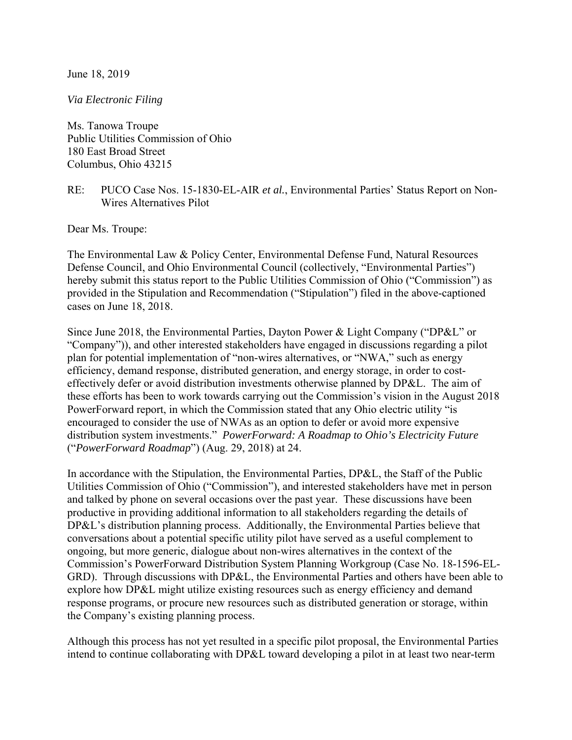June 18, 2019

*Via Electronic Filing*

Ms. Tanowa Troupe
Public Utilities Commission of Ohio
180 East Broad Street
Columbus, Ohio 43215

RE: PUCO Case Nos. 15-1830-EL-AIR *et al.*, Environmental Parties' Status Report on Non-Wires Alternatives Pilot

Dear Ms. Troupe:

The Environmental Law & Policy Center, Environmental Defense Fund, Natural Resources Defense Council, and Ohio Environmental Council (collectively, "Environmental Parties") hereby submit this status report to the Public Utilities Commission of Ohio ("Commission") as provided in the Stipulation and Recommendation ("Stipulation") filed in the above-captioned cases on June 18, 2018.

Since June 2018, the Environmental Parties, Dayton Power & Light Company ("DP&L" or "Company")), and other interested stakeholders have engaged in discussions regarding a pilot plan for potential implementation of "non-wires alternatives, or "NWA," such as energy efficiency, demand response, distributed generation, and energy storage, in order to cost-effectively defer or avoid distribution investments otherwise planned by DP&L. The aim of these efforts has been to work towards carrying out the Commission's vision in the August 2018 PowerForward report, in which the Commission stated that any Ohio electric utility "is encouraged to consider the use of NWAs as an option to defer or avoid more expensive distribution system investments." *PowerForward: A Roadmap to Ohio's Electricity Future* ("*PowerForward Roadmap*") (Aug. 29, 2018) at 24.

In accordance with the Stipulation, the Environmental Parties, DP&L, the Staff of the Public Utilities Commission of Ohio ("Commission"), and interested stakeholders have met in person and talked by phone on several occasions over the past year. These discussions have been productive in providing additional information to all stakeholders regarding the details of DP&L's distribution planning process. Additionally, the Environmental Parties believe that conversations about a potential specific utility pilot have served as a useful complement to ongoing, but more generic, dialogue about non-wires alternatives in the context of the Commission's PowerForward Distribution System Planning Workgroup (Case No. 18-1596-EL-GRD). Through discussions with DP&L, the Environmental Parties and others have been able to explore how DP&L might utilize existing resources such as energy efficiency and demand response programs, or procure new resources such as distributed generation or storage, within the Company's existing planning process.

Although this process has not yet resulted in a specific pilot proposal, the Environmental Parties intend to continue collaborating with DP&L toward developing a pilot in at least two near-term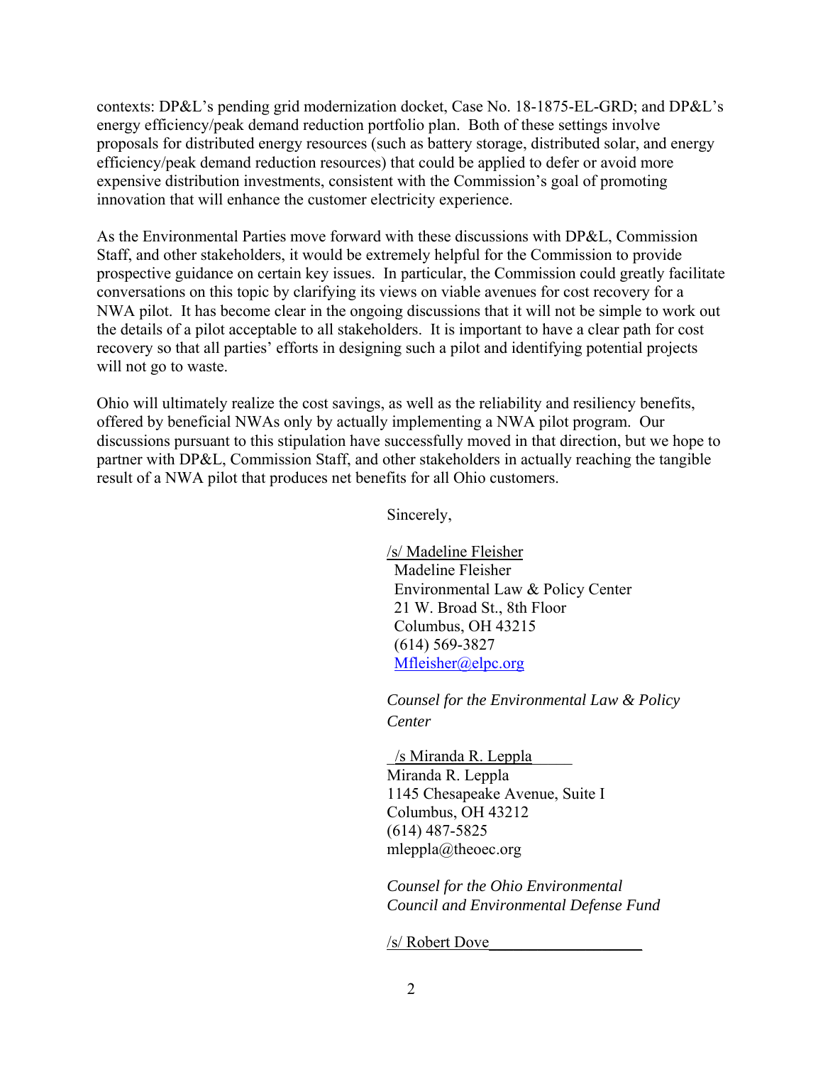contexts: DP&L's pending grid modernization docket, Case No. 18-1875-EL-GRD; and DP&L's energy efficiency/peak demand reduction portfolio plan. Both of these settings involve proposals for distributed energy resources (such as battery storage, distributed solar, and energy efficiency/peak demand reduction resources) that could be applied to defer or avoid more expensive distribution investments, consistent with the Commission's goal of promoting innovation that will enhance the customer electricity experience.

As the Environmental Parties move forward with these discussions with DP&L, Commission Staff, and other stakeholders, it would be extremely helpful for the Commission to provide prospective guidance on certain key issues. In particular, the Commission could greatly facilitate conversations on this topic by clarifying its views on viable avenues for cost recovery for a NWA pilot. It has become clear in the ongoing discussions that it will not be simple to work out the details of a pilot acceptable to all stakeholders. It is important to have a clear path for cost recovery so that all parties' efforts in designing such a pilot and identifying potential projects will not go to waste.

Ohio will ultimately realize the cost savings, as well as the reliability and resiliency benefits, offered by beneficial NWAs only by actually implementing a NWA pilot program. Our discussions pursuant to this stipulation have successfully moved in that direction, but we hope to partner with DP&L, Commission Staff, and other stakeholders in actually reaching the tangible result of a NWA pilot that produces net benefits for all Ohio customers.

Sincerely,

/s/ Madeline Fleisher
Madeline Fleisher
Environmental Law & Policy Center
21 W. Broad St., 8th Floor
Columbus, OH 43215
(614) 569-3827
Mfleisher@elpc.org

*Counsel for the Environmental Law & Policy Center*

/s Miranda R. Leppla
Miranda R. Leppla
1145 Chesapeake Avenue, Suite I
Columbus, OH 43212
(614) 487-5825
mleppla@theoec.org

*Counsel for the Ohio Environmental Council and Environmental Defense Fund*

/s/ Robert Dove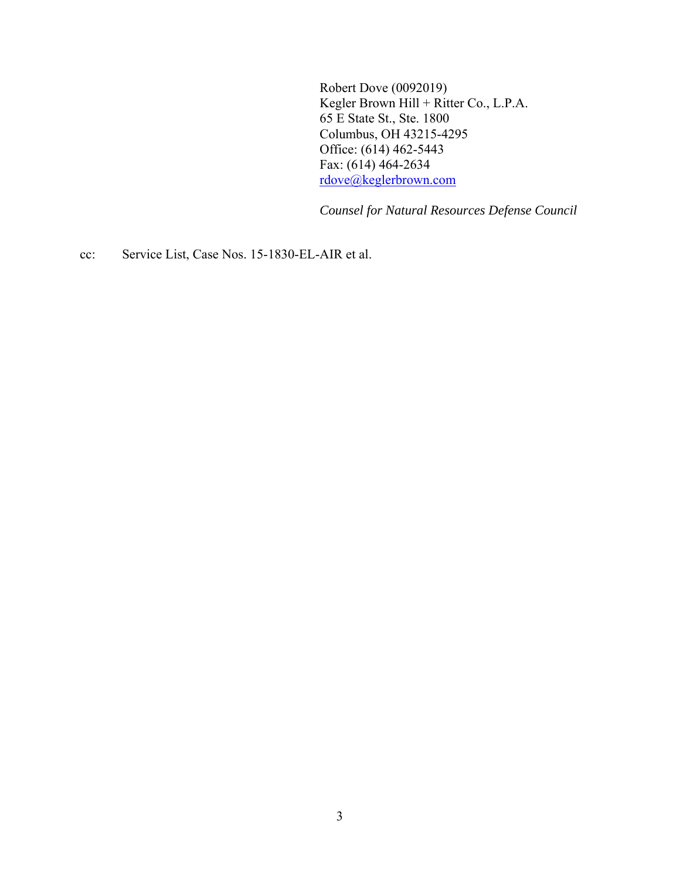Robert Dove (0092019)
Kegler Brown Hill + Ritter Co., L.P.A.
65 E State St., Ste. 1800
Columbus, OH 43215-4295
Office: (614) 462-5443
Fax: (614) 464-2634
rdove@keglerbrown.com

*Counsel for Natural Resources Defense Council*

cc: Service List, Case Nos. 15-1830-EL-AIR et al.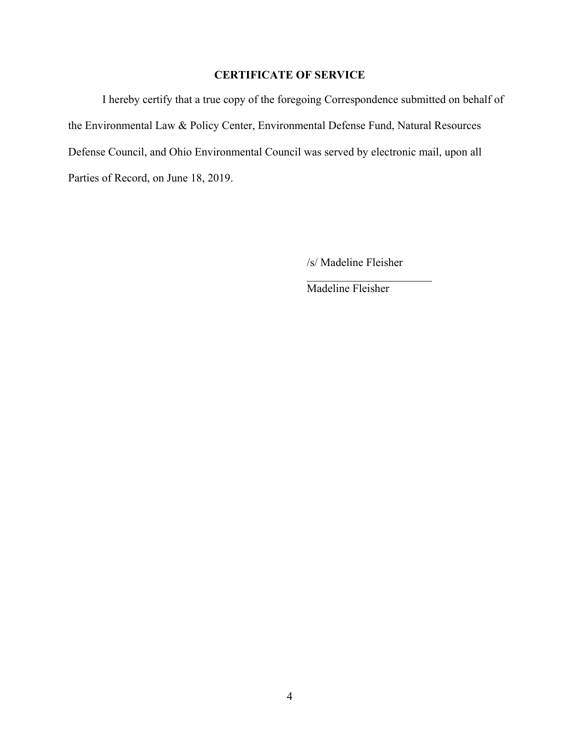## CERTIFICATE OF SERVICE

I hereby certify that a true copy of the foregoing Correspondence submitted on behalf of the Environmental Law & Policy Center, Environmental Defense Fund, Natural Resources Defense Council, and Ohio Environmental Council was served by electronic mail, upon all Parties of Record, on June 18, 2019.

/s/ Madeline Fleisher
_______________________
Madeline Fleisher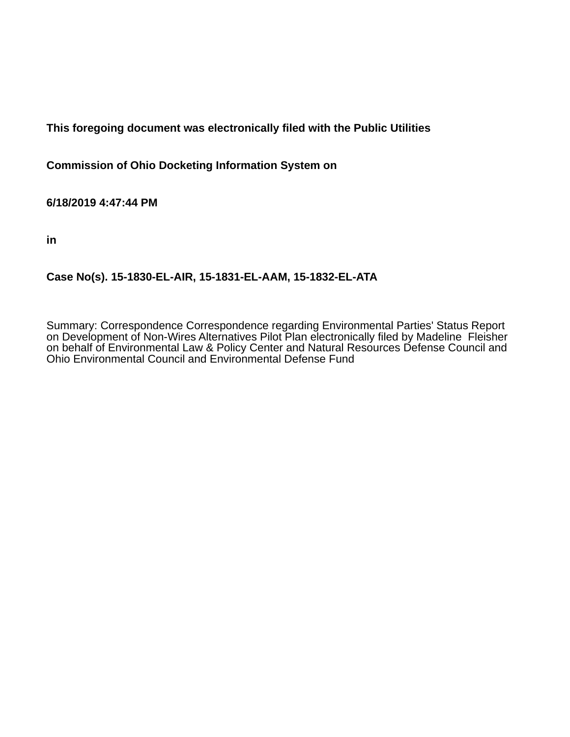**This foregoing document was electronically filed with the Public Utilities**

**Commission of Ohio Docketing Information System on**

**6/18/2019 4:47:44 PM**

**in**

**Case No(s). 15-1830-EL-AIR, 15-1831-EL-AAM, 15-1832-EL-ATA**

Summary: Correspondence Correspondence regarding Environmental Parties' Status Report on Development of Non-Wires Alternatives Pilot Plan electronically filed by Madeline Fleisher on behalf of Environmental Law & Policy Center and Natural Resources Defense Council and Ohio Environmental Council and Environmental Defense Fund